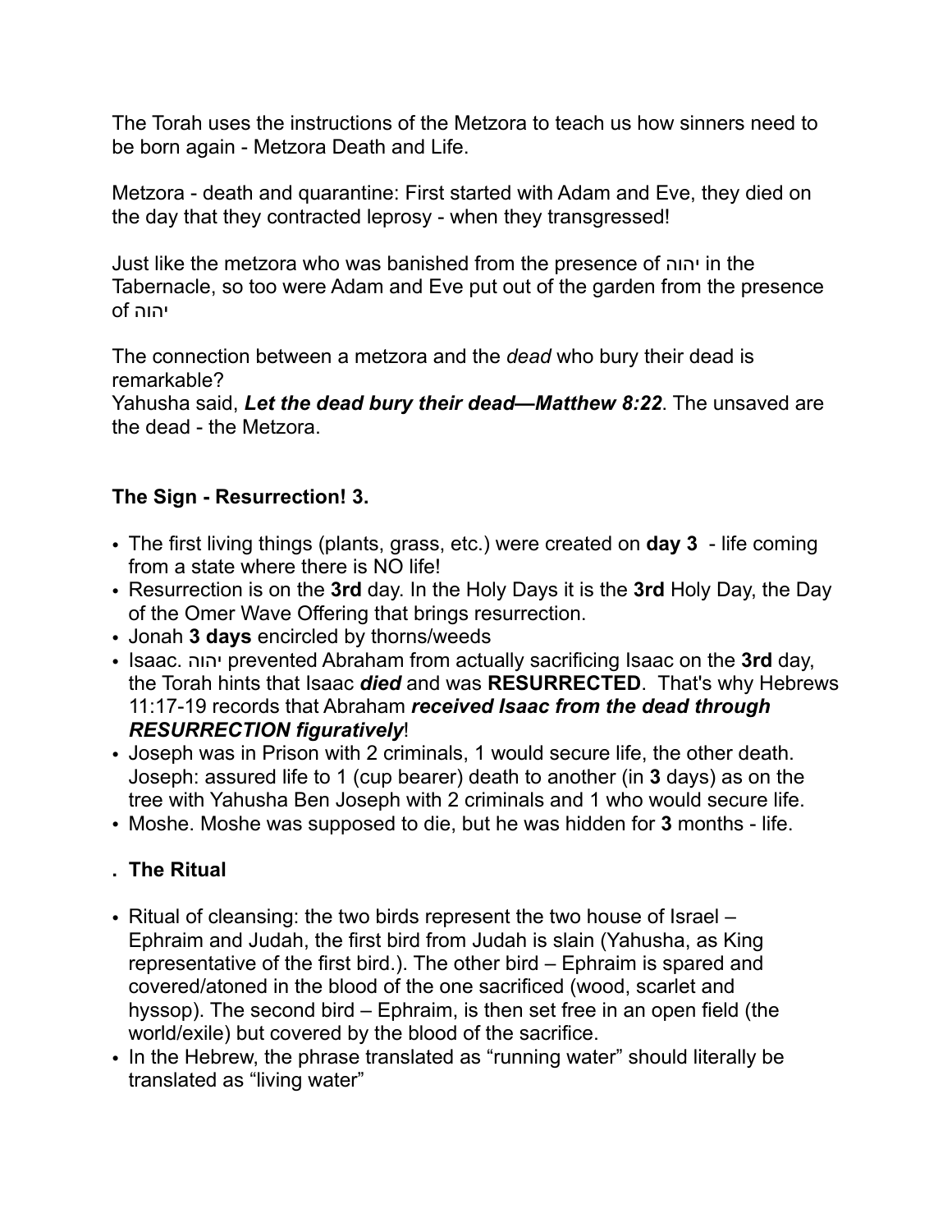The Torah uses the instructions of the Metzora to teach us how sinners need to be born again - Metzora Death and Life.

Metzora - death and quarantine: First started with Adam and Eve, they died on the day that they contracted leprosy - when they transgressed!

Just like the metzora who was banished from the presence of יהוה in the Tabernacle, so too were Adam and Eve put out of the garden from the presence of יהוה

The connection between a metzora and the *dead* who bury their dead is remarkable?
Yahusha said, ***Let the dead bury their dead—Matthew 8:22***. The unsaved are the dead - the Metzora.

**The Sign - Resurrection! 3.**

- The first living things (plants, grass, etc.) were created on **day 3** - life coming from a state where there is NO life!
- Resurrection is on the **3rd** day. In the Holy Days it is the **3rd** Holy Day, the Day of the Omer Wave Offering that brings resurrection.
- Jonah **3 days** encircled by thorns/weeds
- Isaac. יהוה prevented Abraham from actually sacrificing Isaac on the **3rd** day, the Torah hints that Isaac ***died*** and was **RESURRECTED**. That's why Hebrews 11:17-19 records that Abraham ***received Isaac from the dead through RESURRECTION figuratively***!
- Joseph was in Prison with 2 criminals, 1 would secure life, the other death. Joseph: assured life to 1 (cup bearer) death to another (in **3** days) as on the tree with Yahusha Ben Joseph with 2 criminals and 1 who would secure life.
- Moshe. Moshe was supposed to die, but he was hidden for **3** months - life.

. **The Ritual**

- Ritual of cleansing: the two birds represent the two house of Israel – Ephraim and Judah, the first bird from Judah is slain (Yahusha, as King representative of the first bird.). The other bird – Ephraim is spared and covered/atoned in the blood of the one sacrificed (wood, scarlet and hyssop). The second bird – Ephraim, is then set free in an open field (the world/exile) but covered by the blood of the sacrifice.
- In the Hebrew, the phrase translated as "running water" should literally be translated as "living water"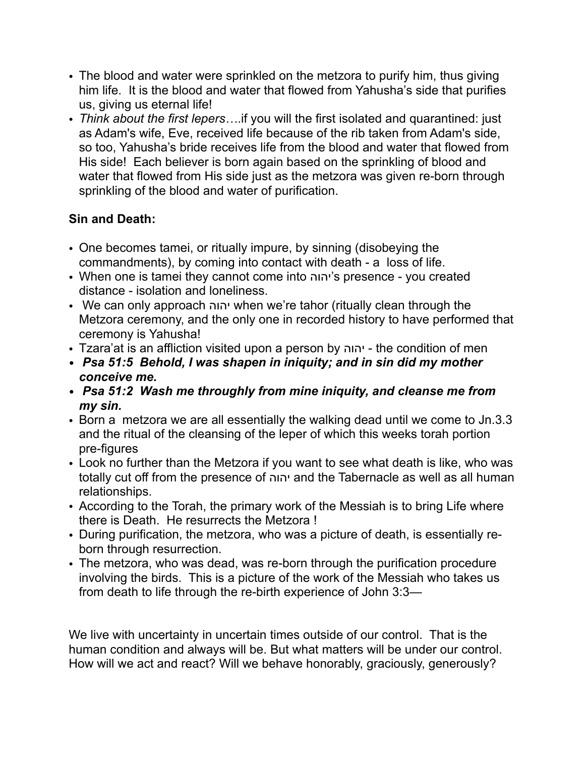- The blood and water were sprinkled on the metzora to purify him, thus giving him life. It is the blood and water that flowed from Yahusha's side that purifies us, giving us eternal life!
- *Think about the first lepers*….if you will the first isolated and quarantined: just as Adam's wife, Eve, received life because of the rib taken from Adam's side, so too, Yahusha's bride receives life from the blood and water that flowed from His side! Each believer is born again based on the sprinkling of blood and water that flowed from His side just as the metzora was given re-born through sprinkling of the blood and water of purification.

**Sin and Death:**

- One becomes tamei, or ritually impure, by sinning (disobeying the commandments), by coming into contact with death - a loss of life.
- When one is tamei they cannot come into יהוה's presence - you created distance - isolation and loneliness.
- We can only approach יהוה when we're tahor (ritually clean through the Metzora ceremony, and the only one in recorded history to have performed that ceremony is Yahusha!
- Tzara'at is an affliction visited upon a person by יהוה - the condition of men
- ***Psa 51:5 Behold, I was shapen in iniquity; and in sin did my mother conceive me.***
- ***Psa 51:2 Wash me throughly from mine iniquity, and cleanse me from my sin.***
- Born a metzora we are all essentially the walking dead until we come to Jn.3.3 and the ritual of the cleansing of the leper of which this weeks torah portion pre-figures
- Look no further than the Metzora if you want to see what death is like, who was totally cut off from the presence of יהוה and the Tabernacle as well as all human relationships.
- According to the Torah, the primary work of the Messiah is to bring Life where there is Death. He resurrects the Metzora !
- During purification, the metzora, who was a picture of death, is essentially re-born through resurrection.
- The metzora, who was dead, was re-born through the purification procedure involving the birds. This is a picture of the work of the Messiah who takes us from death to life through the re-birth experience of John 3:3—

We live with uncertainty in uncertain times outside of our control. That is the human condition and always will be. But what matters will be under our control. How will we act and react? Will we behave honorably, graciously, generously?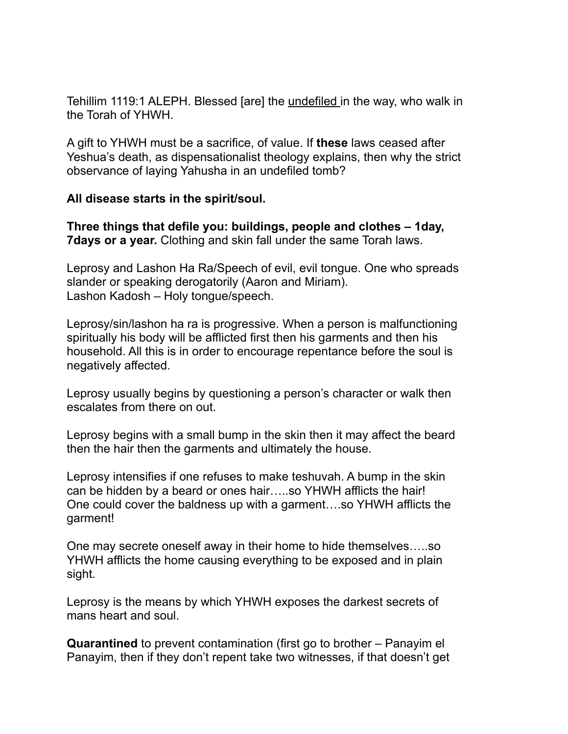Tehillim 1119:1 ALEPH. Blessed [are] the <u>undefiled</u> in the way, who walk in the Torah of YHWH.

A gift to YHWH must be a sacrifice, of value. If **these** laws ceased after Yeshua's death, as dispensationalist theology explains, then why the strict observance of laying Yahusha in an undefiled tomb?

**All disease starts in the spirit/soul.**

**Three things that defile you: buildings, people and clothes – 1day, 7days or a year.** Clothing and skin fall under the same Torah laws.

Leprosy and Lashon Ha Ra/Speech of evil, evil tongue. One who spreads slander or speaking derogatorily (Aaron and Miriam).
Lashon Kadosh – Holy tongue/speech.

Leprosy/sin/lashon ha ra is progressive. When a person is malfunctioning spiritually his body will be afflicted first then his garments and then his household. All this is in order to encourage repentance before the soul is negatively affected.

Leprosy usually begins by questioning a person's character or walk then escalates from there on out.

Leprosy begins with a small bump in the skin then it may affect the beard then the hair then the garments and ultimately the house.

Leprosy intensifies if one refuses to make teshuvah. A bump in the skin can be hidden by a beard or ones hair…..so YHWH afflicts the hair! One could cover the baldness up with a garment….so YHWH afflicts the garment!

One may secrete oneself away in their home to hide themselves…..so YHWH afflicts the home causing everything to be exposed and in plain sight.

Leprosy is the means by which YHWH exposes the darkest secrets of mans heart and soul.

**Quarantined** to prevent contamination (first go to brother – Panayim el Panayim, then if they don't repent take two witnesses, if that doesn't get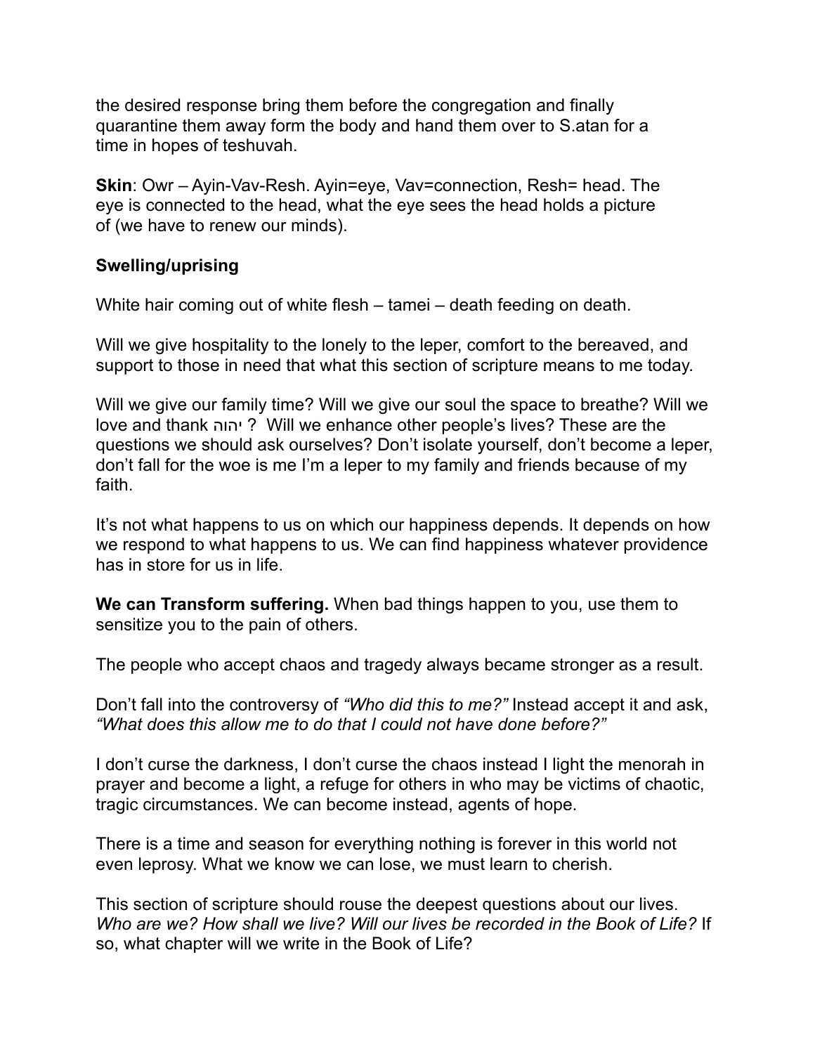the desired response bring them before the congregation and finally quarantine them away form the body and hand them over to S.atan for a time in hopes of teshuvah.

**Skin**: Owr – Ayin-Vav-Resh. Ayin=eye, Vav=connection, Resh= head. The eye is connected to the head, what the eye sees the head holds a picture of (we have to renew our minds).

**Swelling/uprising**

White hair coming out of white flesh – tamei – death feeding on death.

Will we give hospitality to the lonely to the leper, comfort to the bereaved, and support to those in need that what this section of scripture means to me today.

Will we give our family time? Will we give our soul the space to breathe? Will we love and thank יהוה ? Will we enhance other people's lives? These are the questions we should ask ourselves? Don't isolate yourself, don't become a leper, don't fall for the woe is me I'm a leper to my family and friends because of my faith.

It's not what happens to us on which our happiness depends. It depends on how we respond to what happens to us. We can find happiness whatever providence has in store for us in life.

**We can Transform suffering.** When bad things happen to you, use them to sensitize you to the pain of others.

The people who accept chaos and tragedy always became stronger as a result.

Don't fall into the controversy of *"Who did this to me?"* Instead accept it and ask, *"What does this allow me to do that I could not have done before?"*

I don't curse the darkness, I don't curse the chaos instead I light the menorah in prayer and become a light, a refuge for others in who may be victims of chaotic, tragic circumstances. We can become instead, agents of hope.

There is a time and season for everything nothing is forever in this world not even leprosy. What we know we can lose, we must learn to cherish.

This section of scripture should rouse the deepest questions about our lives. *Who are we? How shall we live? Will our lives be recorded in the Book of Life?* If so, what chapter will we write in the Book of Life?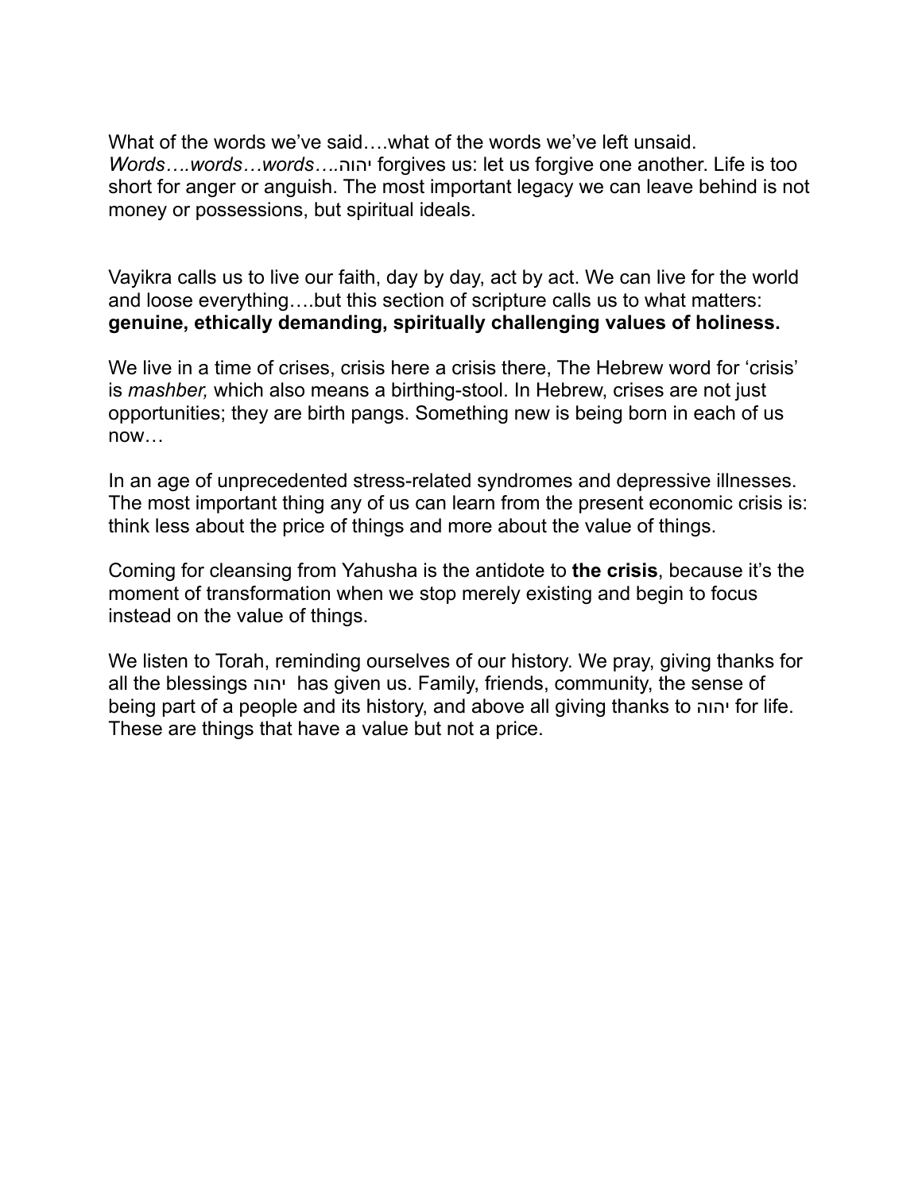What of the words we've said….what of the words we've left unsaid. *Words….words…words….*יהוה forgives us: let us forgive one another. Life is too short for anger or anguish. The most important legacy we can leave behind is not money or possessions, but spiritual ideals.

Vayikra calls us to live our faith, day by day, act by act. We can live for the world and loose everything….but this section of scripture calls us to what matters: **genuine, ethically demanding, spiritually challenging values of holiness.**

We live in a time of crises, crisis here a crisis there, The Hebrew word for 'crisis' is *mashber,* which also means a birthing-stool. In Hebrew, crises are not just opportunities; they are birth pangs. Something new is being born in each of us now…

In an age of unprecedented stress-related syndromes and depressive illnesses. The most important thing any of us can learn from the present economic crisis is: think less about the price of things and more about the value of things.

Coming for cleansing from Yahusha is the antidote to **the crisis**, because it's the moment of transformation when we stop merely existing and begin to focus instead on the value of things.

We listen to Torah, reminding ourselves of our history. We pray, giving thanks for all the blessings יהוה has given us. Family, friends, community, the sense of being part of a people and its history, and above all giving thanks to יהוה for life. These are things that have a value but not a price.